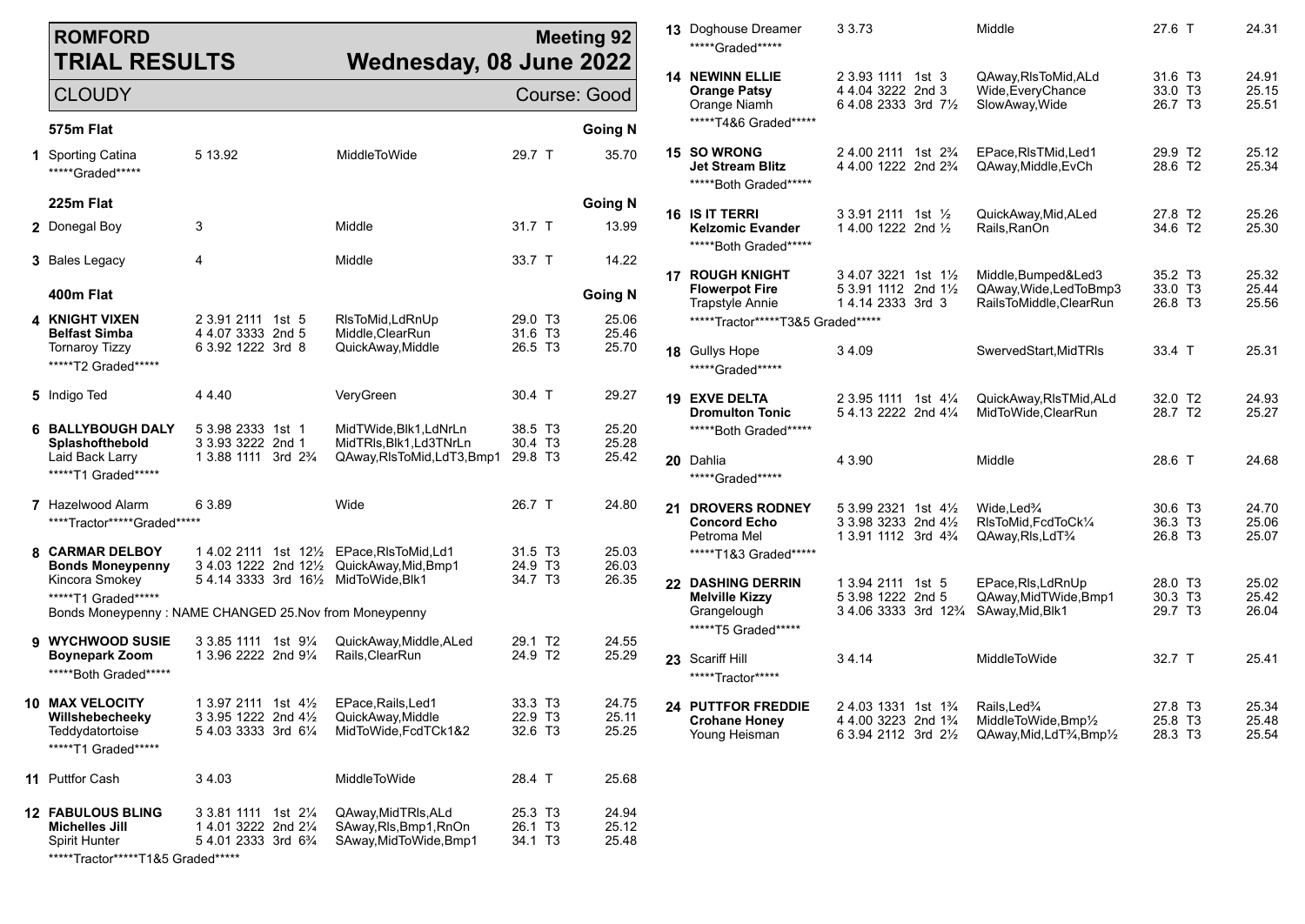# ROMFORD TRIAL RESULTS

**Meeting 92** — **Wednesday, 08 June 2022**

CLOUDY — Course: Good

## 575m Flat — Going N

| No. | Dog | Trap/Time/Sectionals | Comment | Weight | Time |
|---|---|---|---|---|---|
| 1 | Sporting Catina | 5 13.92 | MiddleToWide | 29.7 T | 35.70 |
| | *****Graded***** | | | | |

## 225m Flat — Going N

| No. | Dog | Trap/Time/Sectionals | Comment | Weight | Time |
|---|---|---|---|---|---|
| 2 | Donegal Boy | 3 | Middle | 31.7 T | 13.99 |
| 3 | Bales Legacy | 4 | Middle | 33.7 T | 14.22 |

## 400m Flat — Going N

| No. | Dog | Trap/Time/Sectionals | Comment | Weight | Time |
|---|---|---|---|---|---|
| 4 | **KNIGHT VIXEN** | 2 3.91 2111 1st 5 | RlsToMid,LdRnUp | 29.0 T3 | 25.06 |
| | **Belfast Simba** | 4 4.07 3333 2nd 5 | Middle,ClearRun | 31.6 T3 | 25.46 |
| | Tornaroy Tizzy | 6 3.92 1222 3rd 8 | QuickAway,Middle | 26.5 T3 | 25.70 |
| | *****T2 Graded***** | | | | |
| 5 | Indigo Ted | 4 4.40 | VeryGreen | 30.4 T | 29.27 |
| 6 | **BALLYBOUGH DALY** | 5 3.98 2333 1st 1 | MidTWide,Blk1,LdNrLn | 38.5 T3 | 25.20 |
| | **Splashofthebold** | 3 3.93 3222 2nd 1 | MidTRls,Blk1,Ld3TNrLn | 30.4 T3 | 25.28 |
| | Laid Back Larry | 1 3.88 1111 3rd 2¾ | QAway,RlsToMid,LdT3,Bmp1 | 29.8 T3 | 25.42 |
| | *****T1 Graded***** | | | | |
| 7 | Hazelwood Alarm | 6 3.89 | Wide | 26.7 T | 24.80 |
| | ****Tractor*****Graded***** | | | | |
| 8 | **CARMAR DELBOY** | 1 4.02 2111 1st 12½ | EPace,RlsToMid,Ld1 | 31.5 T3 | 25.03 |
| | **Bonds Moneypenny** | 3 4.03 1222 2nd 12½ | QuickAway,Mid,Bmp1 | 24.9 T3 | 26.03 |
| | Kincora Smokey | 5 4.14 3333 3rd 16½ | MidToWide,Blk1 | 34.7 T3 | 26.35 |
| | *****T1 Graded***** | | | | |
| | Bonds Moneypenny : NAME CHANGED 25.Nov from Moneypenny | | | | |
| 9 | **WYCHWOOD SUSIE** | 3 3.85 1111 1st 9¼ | QuickAway,Middle,ALed | 29.1 T2 | 24.55 |
| | **Boynepark Zoom** | 1 3.96 2222 2nd 9¼ | Rails,ClearRun | 24.9 T2 | 25.29 |
| | *****Both Graded***** | | | | |
| 10 | **MAX VELOCITY** | 1 3.97 2111 1st 4½ | EPace,Rails,Led1 | 33.3 T3 | 24.75 |
| | **Willshebecheeky** | 3 3.95 1222 2nd 4½ | QuickAway,Middle | 22.9 T3 | 25.11 |
| | Teddydatortoise | 5 4.03 3333 3rd 6¼ | MidToWide,FcdTCk1&2 | 32.6 T3 | 25.25 |
| | *****T1 Graded***** | | | | |
| 11 | Puttfor Cash | 3 4.03 | MiddleToWide | 28.4 T | 25.68 |
| 12 | **FABULOUS BLING** | 3 3.81 1111 1st 2¼ | QAway,MidTRls,ALd | 25.3 T3 | 24.94 |
| | **Michelles Jill** | 1 4.01 3222 2nd 2¼ | SAway,Rls,Bmp1,RnOn | 26.1 T3 | 25.12 |
| | Spirit Hunter | 5 4.01 2333 3rd 6¾ | SAway,MidToWide,Bmp1 | 34.1 T3 | 25.48 |
| | *****Tractor*****T1&5 Graded***** | | | | |
| 13 | Doghouse Dreamer | 3 3.73 | Middle | 27.6 T | 24.31 |
| | *****Graded***** | | | | |
| 14 | **NEWINN ELLIE** | 2 3.93 1111 1st 3 | QAway,RlsToMid,ALd | 31.6 T3 | 24.91 |
| | **Orange Patsy** | 4 4.04 3222 2nd 3 | Wide,EveryChance | 33.0 T3 | 25.15 |
| | Orange Niamh | 6 4.08 2333 3rd 7½ | SlowAway,Wide | 26.7 T3 | 25.51 |
| | *****T4&6 Graded***** | | | | |
| 15 | **SO WRONG** | 2 4.00 2111 1st 2¾ | EPace,RlsTMid,Led1 | 29.9 T2 | 25.12 |
| | **Jet Stream Blitz** | 4 4.00 1222 2nd 2¾ | QAway,Middle,EvCh | 28.6 T2 | 25.34 |
| | *****Both Graded***** | | | | |
| 16 | **IS IT TERRI** | 3 3.91 2111 1st ½ | QuickAway,Mid,ALed | 27.8 T2 | 25.26 |
| | **Kelzomic Evander** | 1 4.00 1222 2nd ½ | Rails,RanOn | 34.6 T2 | 25.30 |
| | *****Both Graded***** | | | | |
| 17 | **ROUGH KNIGHT** | 3 4.07 3221 1st 1½ | Middle,Bumped&Led3 | 35.2 T3 | 25.32 |
| | **Flowerpot Fire** | 5 3.91 1112 2nd 1½ | QAway,Wide,LedToBmp3 | 33.0 T3 | 25.44 |
| | Trapstyle Annie | 1 4.14 2333 3rd 3 | RailsToMiddle,ClearRun | 26.8 T3 | 25.56 |
| | *****Tractor*****T3&5 Graded***** | | | | |
| 18 | Gullys Hope | 3 4.09 | SwervedStart,MidTRls | 33.4 T | 25.31 |
| | *****Graded***** | | | | |
| 19 | **EXVE DELTA** | 2 3.95 1111 1st 4¼ | QuickAway,RlsTMid,ALd | 32.0 T2 | 24.93 |
| | **Dromulton Tonic** | 5 4.13 2222 2nd 4¼ | MidToWide,ClearRun | 28.7 T2 | 25.27 |
| | *****Both Graded***** | | | | |
| 20 | Dahlia | 4 3.90 | Middle | 28.6 T | 24.68 |
| | *****Graded***** | | | | |
| 21 | **DROVERS RODNEY** | 5 3.99 2321 1st 4½ | Wide,Led¾ | 30.6 T3 | 24.70 |
| | **Concord Echo** | 3 3.98 3233 2nd 4½ | RlsToMid,FcdToCk¼ | 36.3 T3 | 25.06 |
| | Petroma Mel | 1 3.91 1112 3rd 4¾ | QAway,Rls,LdT¾ | 26.8 T3 | 25.07 |
| | *****T1&3 Graded***** | | | | |
| 22 | **DASHING DERRIN** | 1 3.94 2111 1st 5 | EPace,Rls,LdRnUp | 28.0 T3 | 25.02 |
| | **Melville Kizzy** | 5 3.98 1222 2nd 5 | QAway,MidTWide,Bmp1 | 30.3 T3 | 25.42 |
| | Grangelough | 3 4.06 3333 3rd 12¾ | SAway,Mid,Blk1 | 29.7 T3 | 26.04 |
| | *****T5 Graded***** | | | | |
| 23 | Scariff Hill | 3 4.14 | MiddleToWide | 32.7 T | 25.41 |
| | *****Tractor***** | | | | |
| 24 | **PUTTFOR FREDDIE** | 2 4.03 1331 1st 1¾ | Rails,Led¾ | 27.8 T3 | 25.34 |
| | **Crohane Honey** | 4 4.00 3223 2nd 1¾ | MiddleToWide,Bmp½ | 25.8 T3 | 25.48 |
| | Young Heisman | 6 3.94 2112 3rd 2½ | QAway,Mid,LdT¾,Bmp½ | 28.3 T3 | 25.54 |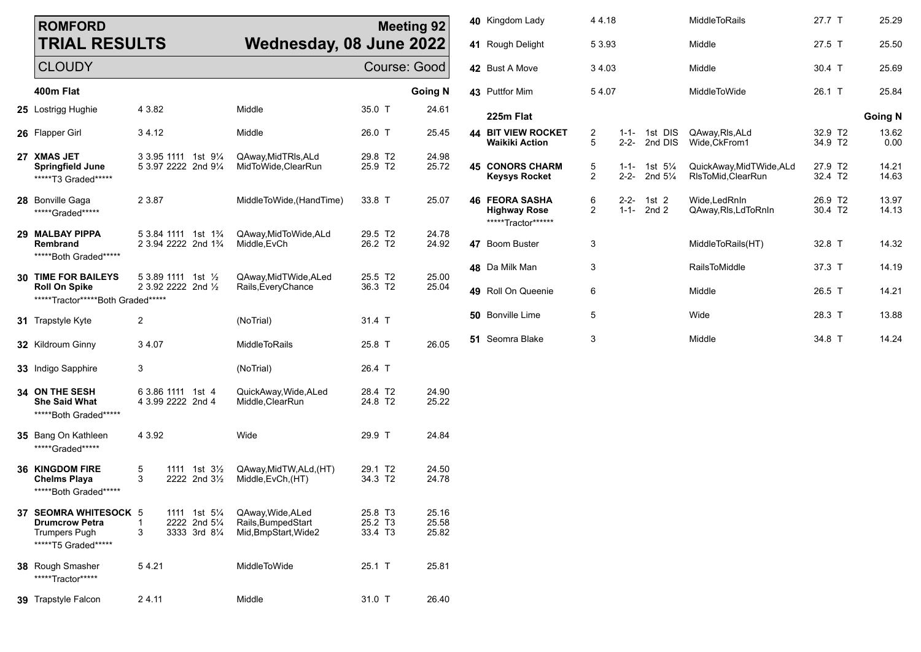# ROMFORD TRIAL RESULTS

**Meeting 92**

**Wednesday, 08 June 2022**

CLOUDY — Course: Good

## 400m Flat — Going N

| No. | Dog | Trap/Split | Pos | Dist | Comment | Weight | Time |
|---|---|---|---|---|---|---|---|
| 25 | Lostrigg Hughie | 4 3.82 | | | Middle | 35.0 T | 24.61 |
| 26 | Flapper Girl | 3 4.12 | | | Middle | 26.0 T | 25.45 |
| 27 | **XMAS JET** | 3 3.95 | 1111 | 1st 9¼ | QAway,MidTRls,ALd | 29.8 T2 | 24.98 |
| | **Springfield June** | 5 3.97 | 2222 | 2nd 9¼ | MidToWide,ClearRun | 25.9 T2 | 25.72 |
| | *****T3 Graded***** | | | | | | |
| 28 | Bonville Gaga | 2 3.87 | | | MiddleToWide,(HandTime) | 33.8 T | 25.07 |
| | *****Graded***** | | | | | | |
| 29 | **MALBAY PIPPA** | 5 3.84 | 1111 | 1st 1¾ | QAway,MidToWide,ALd | 29.5 T2 | 24.78 |
| | **Rembrand** | 2 3.94 | 2222 | 2nd 1¾ | Middle,EvCh | 26.2 T2 | 24.92 |
| | *****Both Graded***** | | | | | | |
| 30 | **TIME FOR BAILEYS** | 5 3.89 | 1111 | 1st ½ | QAway,MidTWide,ALed | 25.5 T2 | 25.00 |
| | **Roll On Spike** | 2 3.92 | 2222 | 2nd ½ | Rails,EveryChance | 36.3 T2 | 25.04 |
| | *****Tractor*****Both Graded***** | | | | | | |
| 31 | Trapstyle Kyte | 2 | | | (NoTrial) | 31.4 T | |
| 32 | Kildroum Ginny | 3 4.07 | | | MiddleToRails | 25.8 T | 26.05 |
| 33 | Indigo Sapphire | 3 | | | (NoTrial) | 26.4 T | |
| 34 | **ON THE SESH** | 6 3.86 | 1111 | 1st 4 | QuickAway,Wide,ALed | 28.4 T2 | 24.90 |
| | **She Said What** | 4 3.99 | 2222 | 2nd 4 | Middle,ClearRun | 24.8 T2 | 25.22 |
| | *****Both Graded***** | | | | | | |
| 35 | Bang On Kathleen | 4 3.92 | | | Wide | 29.9 T | 24.84 |
| | *****Graded***** | | | | | | |
| 36 | **KINGDOM FIRE** | 5 | 1111 | 1st 3½ | QAway,MidTW,ALd,(HT) | 29.1 T2 | 24.50 |
| | **Chelms Playa** | 3 | 2222 | 2nd 3½ | Middle,EvCh,(HT) | 34.3 T2 | 24.78 |
| | *****Both Graded***** | | | | | | |
| 37 | **SEOMRA WHITESOCK** | 5 | 1111 | 1st 5¼ | QAway,Wide,ALed | 25.8 T3 | 25.16 |
| | **Drumcrow Petra** | 1 | 2222 | 2nd 5¼ | Rails,BumpedStart | 25.2 T3 | 25.58 |
| | Trumpers Pugh | 3 | 3333 | 3rd 8¼ | Mid,BmpStart,Wide2 | 33.4 T3 | 25.82 |
| | *****T5 Graded***** | | | | | | |
| 38 | Rough Smasher | 5 4.21 | | | MiddleToWide | 25.1 T | 25.81 |
| | *****Tractor***** | | | | | | |
| 39 | Trapstyle Falcon | 2 4.11 | | | Middle | 31.0 T | 26.40 |
| 40 | Kingdom Lady | 4 4.18 | | | MiddleToRails | 27.7 T | 25.29 |
| 41 | Rough Delight | 5 3.93 | | | Middle | 27.5 T | 25.50 |
| 42 | Bust A Move | 3 4.03 | | | Middle | 30.4 T | 25.69 |
| 43 | Puttfor Mim | 5 4.07 | | | MiddleToWide | 26.1 T | 25.84 |

## 225m Flat — Going N

| No. | Dog | Trap | Pos | Dist | Comment | Weight | Time |
|---|---|---|---|---|---|---|---|
| 44 | **BIT VIEW ROCKET** | 2 | 1-1- | 1st DIS | QAway,Rls,ALd | 32.9 T2 | 13.62 |
| | **Waikiki Action** | 5 | 2-2- | 2nd DIS | Wide,CkFrom1 | 34.9 T2 | 0.00 |
| 45 | **CONORS CHARM** | 5 | 1-1- | 1st 5¼ | QuickAway,MidTWide,ALd | 27.9 T2 | 14.21 |
| | **Keysys Rocket** | 2 | 2-2- | 2nd 5¼ | RlsToMid,ClearRun | 32.4 T2 | 14.63 |
| 46 | **FEORA SASHA** | 6 | 2-2- | 1st 2 | Wide,LedRnIn | 26.9 T2 | 13.97 |
| | **Highway Rose** | 2 | 1-1- | 2nd 2 | QAway,Rls,LdToRnIn | 30.4 T2 | 14.13 |
| | *****Tractor****** | | | | | | |
| 47 | Boom Buster | 3 | | | MiddleToRails(HT) | 32.8 T | 14.32 |
| 48 | Da Milk Man | 3 | | | RailsToMiddle | 37.3 T | 14.19 |
| 49 | Roll On Queenie | 6 | | | Middle | 26.5 T | 14.21 |
| 50 | Bonville Lime | 5 | | | Wide | 28.3 T | 13.88 |
| 51 | Seomra Blake | 3 | | | Middle | 34.8 T | 14.24 |